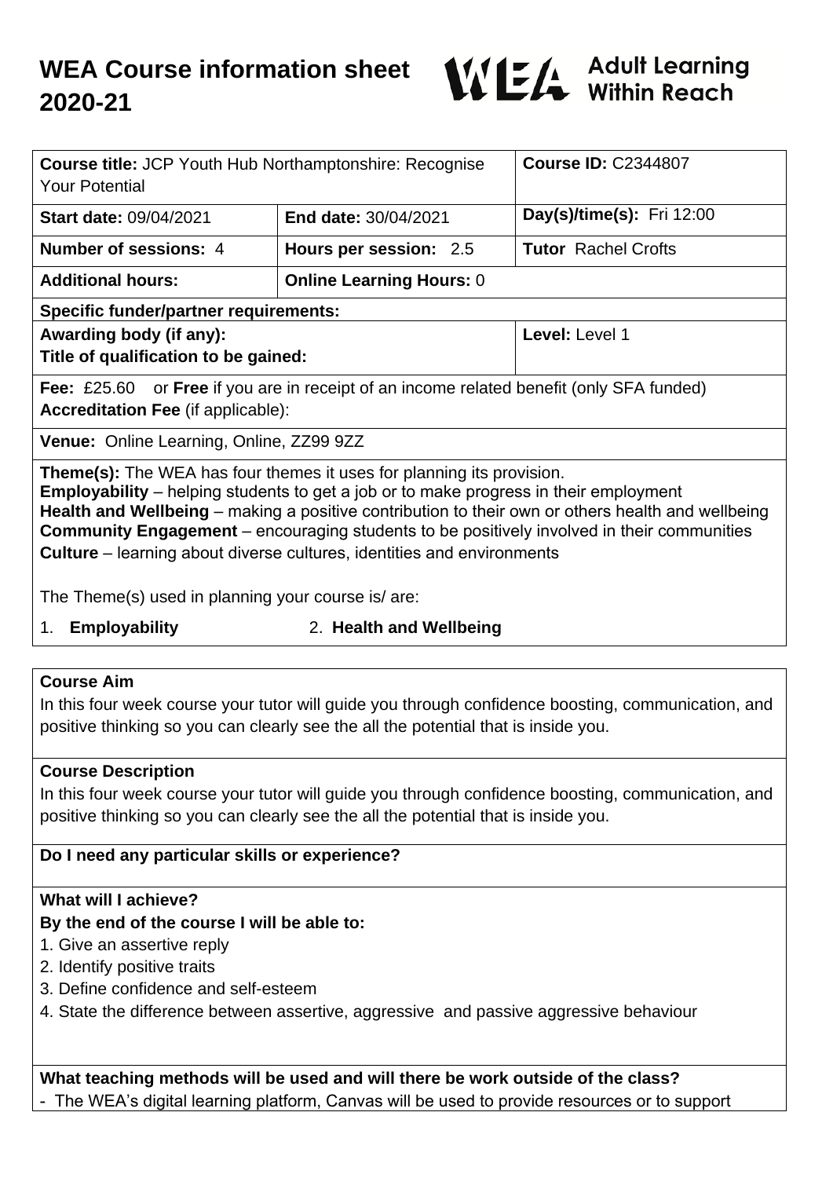# WEA Course information sheet 2020-21

WEA Adult Learning Within Reach

| **Course title:** JCP Youth Hub Northamptonshire: Recognise Your Potential | | **Course ID:** C2344807 |
|---|---|---|
| **Start date:** 09/04/2021 | **End date:** 30/04/2021 | **Day(s)/time(s):** Fri 12:00 |
| **Number of sessions:** 4 | **Hours per session:** 2.5 | **Tutor** Rachel Crofts |
| **Additional hours:** | **Online Learning Hours:** 0 | |
| **Specific funder/partner requirements:** | | |
| **Awarding body (if any):**<br>**Title of qualification to be gained:** | | **Level:** Level 1 |
| **Fee:** £25.60 or **Free** if you are in receipt of an income related benefit (only SFA funded)<br>**Accreditation Fee** (if applicable): | | |
| **Venue:** Online Learning, Online, ZZ99 9ZZ | | |

**Theme(s):** The WEA has four themes it uses for planning its provision.
**Employability** – helping students to get a job or to make progress in their employment
**Health and Wellbeing** – making a positive contribution to their own or others health and wellbeing
**Community Engagement** – encouraging students to be positively involved in their communities
**Culture** – learning about diverse cultures, identities and environments

The Theme(s) used in planning your course is/ are:

1. **Employability**
2. **Health and Wellbeing**

### Course Aim

In this four week course your tutor will guide you through confidence boosting, communication, and positive thinking so you can clearly see the all the potential that is inside you.

### Course Description

In this four week course your tutor will guide you through confidence boosting, communication, and positive thinking so you can clearly see the all the potential that is inside you.

### Do I need any particular skills or experience?

### What will I achieve?

**By the end of the course I will be able to:**

1. Give an assertive reply
2. Identify positive traits
3. Define confidence and self-esteem
4. State the difference between assertive, aggressive and passive aggressive behaviour

### What teaching methods will be used and will there be work outside of the class?

- The WEA's digital learning platform, Canvas will be used to provide resources or to support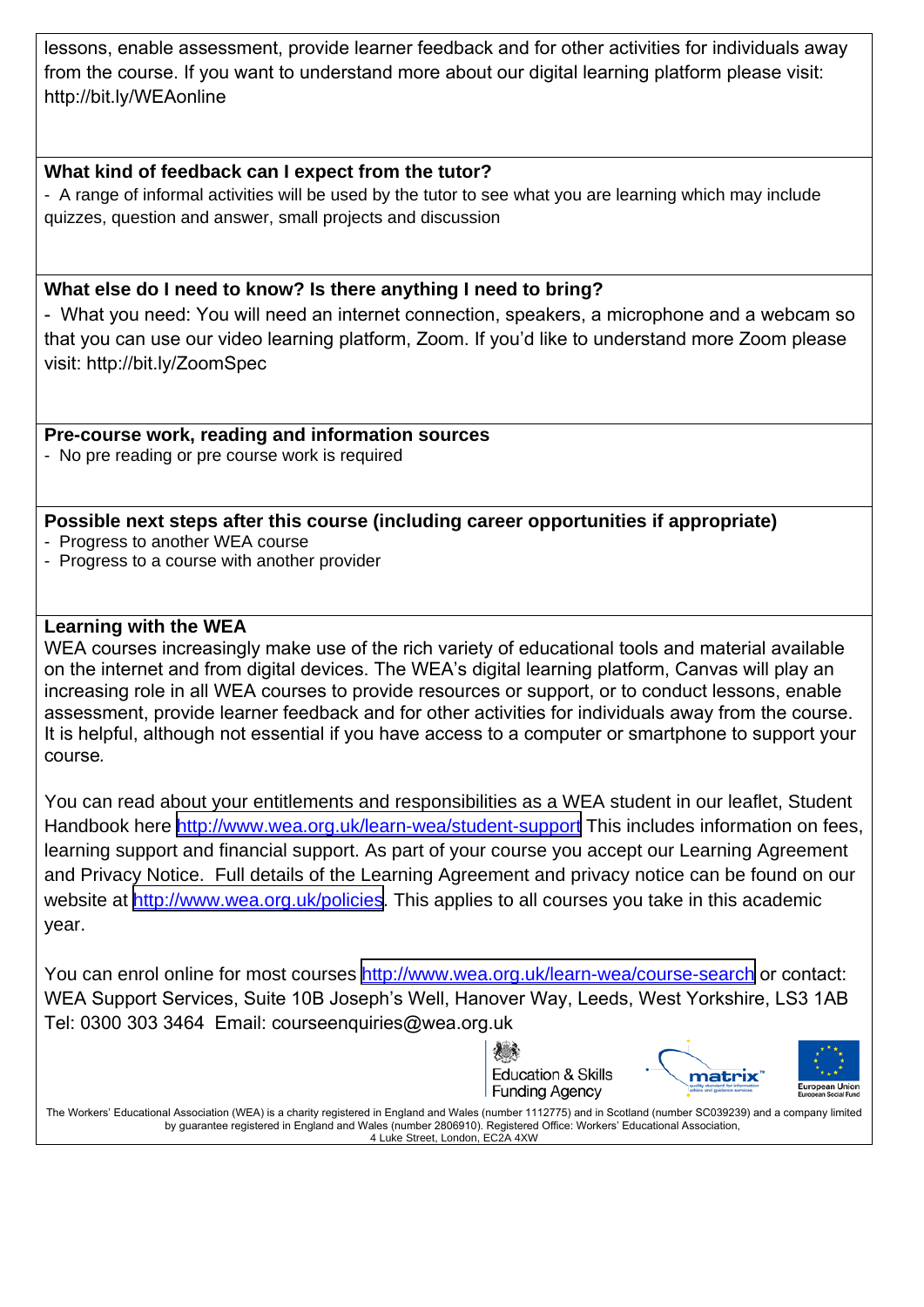lessons, enable assessment, provide learner feedback and for other activities for individuals away from the course. If you want to understand more about our digital learning platform please visit: http://bit.ly/WEAonline

**What kind of feedback can I expect from the tutor?**

- A range of informal activities will be used by the tutor to see what you are learning which may include quizzes, question and answer, small projects and discussion

**What else do I need to know? Is there anything I need to bring?**

- What you need: You will need an internet connection, speakers, a microphone and a webcam so that you can use our video learning platform, Zoom. If you'd like to understand more Zoom please visit: http://bit.ly/ZoomSpec

**Pre-course work, reading and information sources**

- No pre reading or pre course work is required

**Possible next steps after this course (including career opportunities if appropriate)**

- Progress to another WEA course
- Progress to a course with another provider

**Learning with the WEA**

WEA courses increasingly make use of the rich variety of educational tools and material available on the internet and from digital devices. The WEA's digital learning platform, Canvas will play an increasing role in all WEA courses to provide resources or support, or to conduct lessons, enable assessment, provide learner feedback and for other activities for individuals away from the course. It is helpful, although not essential if you have access to a computer or smartphone to support your course.

You can read about your entitlements and responsibilities as a WEA student in our leaflet, Student Handbook here http://www.wea.org.uk/learn-wea/student-support This includes information on fees, learning support and financial support. As part of your course you accept our Learning Agreement and Privacy Notice. Full details of the Learning Agreement and privacy notice can be found on our website at http://www.wea.org.uk/policies. This applies to all courses you take in this academic year.

You can enrol online for most courses http://www.wea.org.uk/learn-wea/course-search or contact: WEA Support Services, Suite 10B Joseph's Well, Hanover Way, Leeds, West Yorkshire, LS3 1AB
Tel: 0300 303 3464 Email: courseenquiries@wea.org.uk

Education & Skills Funding Agency

matrix

European Union European Social Fund

The Workers' Educational Association (WEA) is a charity registered in England and Wales (number 1112775) and in Scotland (number SC039239) and a company limited by guarantee registered in England and Wales (number 2806910). Registered Office: Workers' Educational Association, 4 Luke Street, London, EC2A 4XW